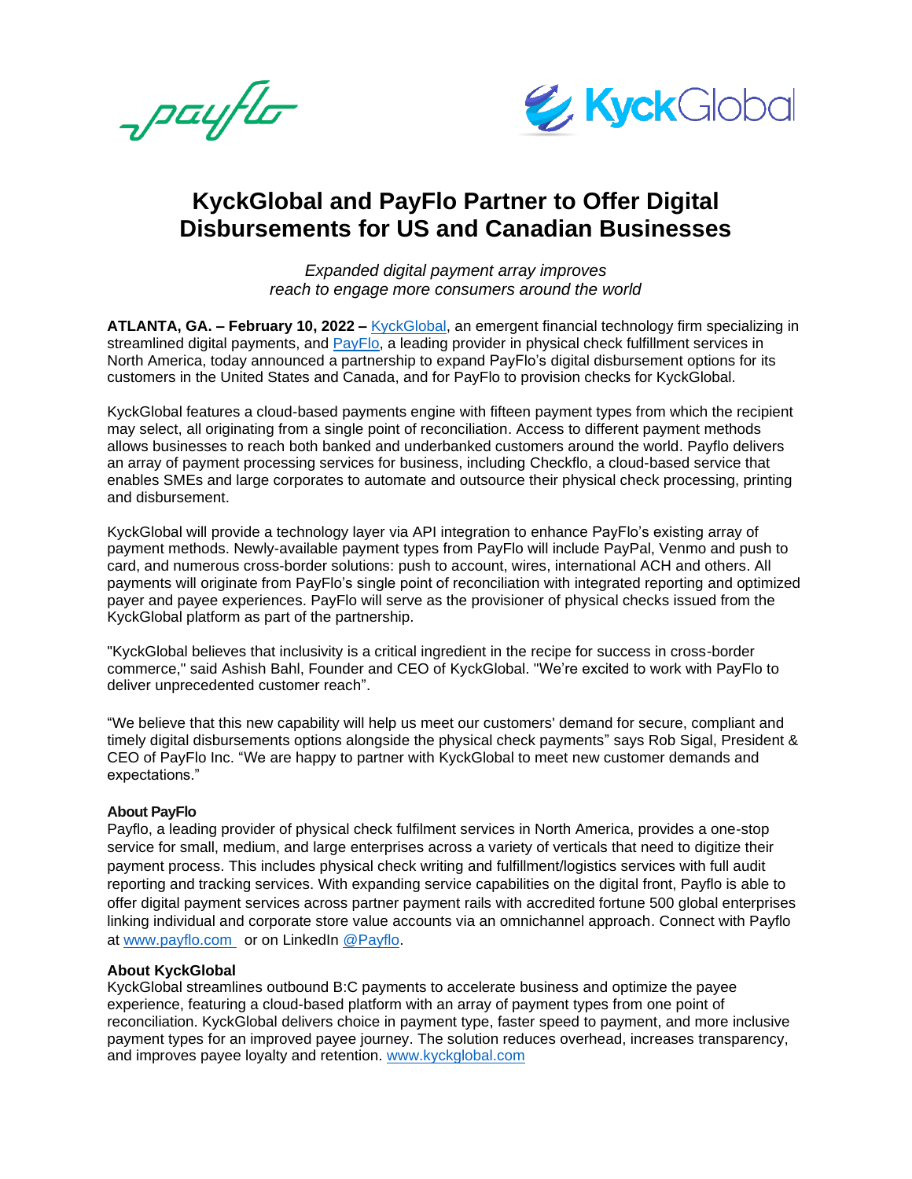# KyckGlobal and PayFlo Partner to Offer Digital Disbursements for US and Canadian Businesses

*Expanded digital payment array improves reach to engage more consumers around the world*

**ATLANTA, GA. – February 10, 2022 –** [KyckGlobal](), an emergent financial technology firm specializing in streamlined digital payments, and [PayFlo](), a leading provider in physical check fulfillment services in North America, today announced a partnership to expand PayFlo's digital disbursement options for its customers in the United States and Canada, and for PayFlo to provision checks for KyckGlobal.

KyckGlobal features a cloud-based payments engine with fifteen payment types from which the recipient may select, all originating from a single point of reconciliation. Access to different payment methods allows businesses to reach both banked and underbanked customers around the world. Payflo delivers an array of payment processing services for business, including Checkflo, a cloud-based service that enables SMEs and large corporates to automate and outsource their physical check processing, printing and disbursement.

KyckGlobal will provide a technology layer via API integration to enhance PayFlo's existing array of payment methods. Newly-available payment types from PayFlo will include PayPal, Venmo and push to card, and numerous cross-border solutions: push to account, wires, international ACH and others. All payments will originate from PayFlo's single point of reconciliation with integrated reporting and optimized payer and payee experiences. PayFlo will serve as the provisioner of physical checks issued from the KyckGlobal platform as part of the partnership.

"KyckGlobal believes that inclusivity is a critical ingredient in the recipe for success in cross-border commerce," said Ashish Bahl, Founder and CEO of KyckGlobal. "We're excited to work with PayFlo to deliver unprecedented customer reach".

"We believe that this new capability will help us meet our customers' demand for secure, compliant and timely digital disbursements options alongside the physical check payments" says Rob Sigal, President & CEO of PayFlo Inc. "We are happy to partner with KyckGlobal to meet new customer demands and expectations."

**About PayFlo**

Payflo, a leading provider of physical check fulfilment services in North America, provides a one-stop service for small, medium, and large enterprises across a variety of verticals that need to digitize their payment process. This includes physical check writing and fulfillment/logistics services with full audit reporting and tracking services. With expanding service capabilities on the digital front, Payflo is able to offer digital payment services across partner payment rails with accredited fortune 500 global enterprises linking individual and corporate store value accounts via an omnichannel approach. Connect with Payflo at [www.payflo.com]() or on LinkedIn [@Payflo]().

**About KyckGlobal**

KyckGlobal streamlines outbound B:C payments to accelerate business and optimize the payee experience, featuring a cloud-based platform with an array of payment types from one point of reconciliation. KyckGlobal delivers choice in payment type, faster speed to payment, and more inclusive payment types for an improved payee journey. The solution reduces overhead, increases transparency, and improves payee loyalty and retention. [www.kyckglobal.com]()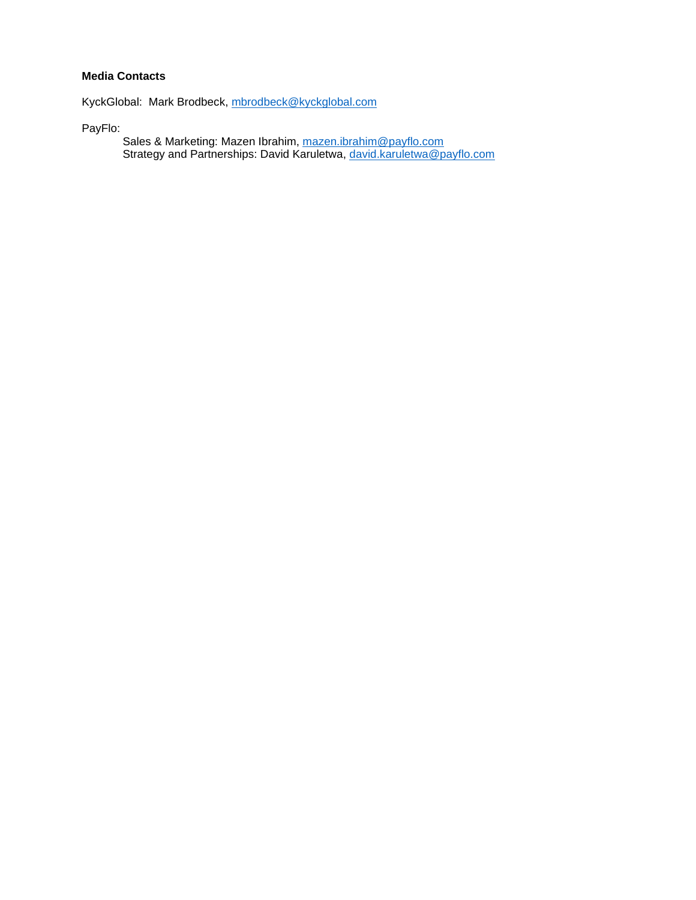**Media Contacts**

KyckGlobal: Mark Brodbeck, mbrodbeck@kyckglobal.com

PayFlo:

Sales & Marketing: Mazen Ibrahim, mazen.ibrahim@payflo.com
Strategy and Partnerships: David Karuletwa, david.karuletwa@payflo.com